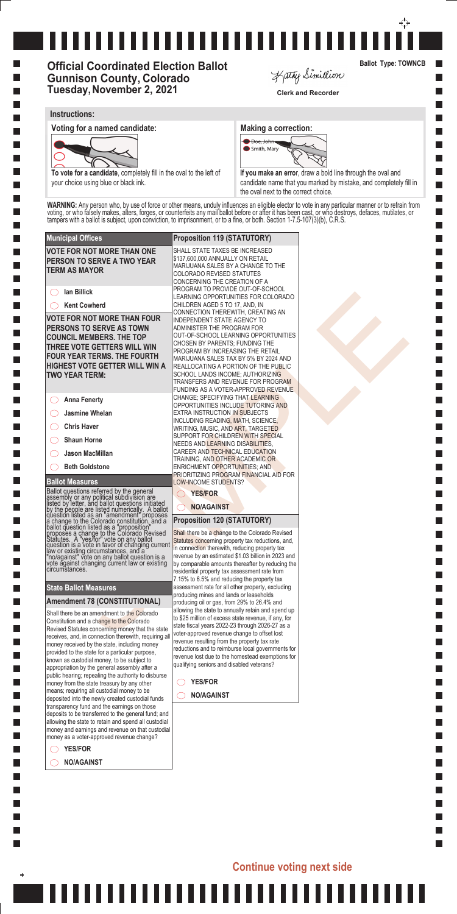# Official Coordinated Election Ballot
## Gunnison County, Colorado
## Tuesday, November 2, 2021

Ballot Type: TOWNCB

Kathy Simillion
Clerk and Recorder

### Instructions:

**Voting for a named candidate:**

**To vote for a candidate**, completely fill in the oval to the left of your choice using blue or black ink.

**Making a correction:**

Doe, John
Smith, Mary

**If you make an error**, draw a bold line through the oval and candidate name that you marked by mistake, and completely fill in the oval next to the correct choice.

**WARNING:** Any person who, by use of force or other means, unduly influences an eligible elector to vote in any particular manner or to refrain from voting, or who falsely makes, alters, forges, or counterfeits any mail ballot before or after it has been cast, or who destroys, defaces, mutilates, or tampers with a ballot is subject, upon conviction, to imprisonment, or to a fine, or both. Section 1-7.5-107(3)(b), C.R.S.

## Municipal Offices

**VOTE FOR NOT MORE THAN ONE PERSON TO SERVE A TWO YEAR TERM AS MAYOR**

- ◯ **Ian Billick**
- ◯ **Kent Cowherd**

**VOTE FOR NOT MORE THAN FOUR PERSONS TO SERVE AS TOWN COUNCIL MEMBERS. THE TOP THREE VOTE GETTERS WILL WIN FOUR YEAR TERMS. THE FOURTH HIGHEST VOTE GETTER WILL WIN A TWO YEAR TERM:**

- ◯ **Anna Fenerty**
- ◯ **Jasmine Whelan**
- ◯ **Chris Haver**
- ◯ **Shaun Horne**
- ◯ **Jason MacMillan**
- ◯ **Beth Goldstone**

## Ballot Measures

Ballot questions referred by the general assembly or any political subdivision are listed by letter, and ballot questions initiated by the people are listed numerically. A ballot question listed as an "amendment" proposes a change to the Colorado constitution, and a ballot question listed as a "proposition" proposes a change to the Colorado Revised Statutes. A "yes/for" vote on any ballot question is a vote in favor of changing current law or existing circumstances, and a "no/against" vote on any ballot question is a vote against changing current law or existing circumstances.

## State Ballot Measures

### Amendment 78 (CONSTITUTIONAL)

Shall there be an amendment to the Colorado Constitution and a change to the Colorado Revised Statutes concerning money that the state receives, and, in connection therewith, requiring all money received by the state, including money provided to the state for a particular purpose, known as custodial money, to be subject to appropriation by the general assembly after a public hearing; repealing the authority to disburse money from the state treasury by any other means; requiring all custodial money to be deposited into the newly created custodial funds transparency fund and the earnings on those deposits to be transferred to the general fund; and allowing the state to retain and spend all custodial money and earnings and revenue on that custodial money as a voter-approved revenue change?

- ◯ **YES/FOR**
- ◯ **NO/AGAINST**

### Proposition 119 (STATUTORY)

SHALL STATE TAXES BE INCREASED $137,600,000 ANNUALLY ON RETAIL MARIJUANA SALES BY A CHANGE TO THE COLORADO REVISED STATUTES CONCERNING THE CREATION OF A PROGRAM TO PROVIDE OUT-OF-SCHOOL LEARNING OPPORTUNITIES FOR COLORADO CHILDREN AGED 5 TO 17, AND, IN CONNECTION THEREWITH, CREATING AN INDEPENDENT STATE AGENCY TO ADMINISTER THE PROGRAM FOR OUT-OF-SCHOOL LEARNING OPPORTUNITIES CHOSEN BY PARENTS; FUNDING THE PROGRAM BY INCREASING THE RETAIL MARIJUANA SALES TAX BY 5% BY 2024 AND REALLOCATING A PORTION OF THE PUBLIC SCHOOL LANDS INCOME; AUTHORIZING TRANSFERS AND REVENUE FOR PROGRAM FUNDING AS A VOTER-APPROVED REVENUE CHANGE; SPECIFYING THAT LEARNING OPPORTUNITIES INCLUDE TUTORING AND EXTRA INSTRUCTION IN SUBJECTS INCLUDING READING, MATH, SCIENCE, WRITING, MUSIC, AND ART, TARGETED SUPPORT FOR CHILDREN WITH SPECIAL NEEDS AND LEARNING DISABILITIES, CAREER AND TECHNICAL EDUCATION TRAINING, AND OTHER ACADEMIC OR ENRICHMENT OPPORTUNITIES; AND PRIORITIZING PROGRAM FINANCIAL AID FOR LOW-INCOME STUDENTS?

- ◯ **YES/FOR**
- ◯ **NO/AGAINST**

### Proposition 120 (STATUTORY)

Shall there be a change to the Colorado Revised Statutes concerning property tax reductions, and, in connection therewith, reducing property tax revenue by an estimated $1.03 billion in 2023 and by comparable amounts thereafter by reducing the residential property tax assessment rate from 7.15% to 6.5% and reducing the property tax assessment rate for all other property, excluding producing mines and lands or leaseholds producing oil or gas, from 29% to 26.4% and allowing the state to annually retain and spend up to $25 million of excess state revenue, if any, for state fiscal years 2022-23 through 2026-27 as a voter-approved revenue change to offset lost revenue resulting from the property tax rate reductions and to reimburse local governments for revenue lost due to the homestead exemptions for qualifying seniors and disabled veterans?

- ◯ **YES/FOR**
- ◯ **NO/AGAINST**

**Continue voting next side**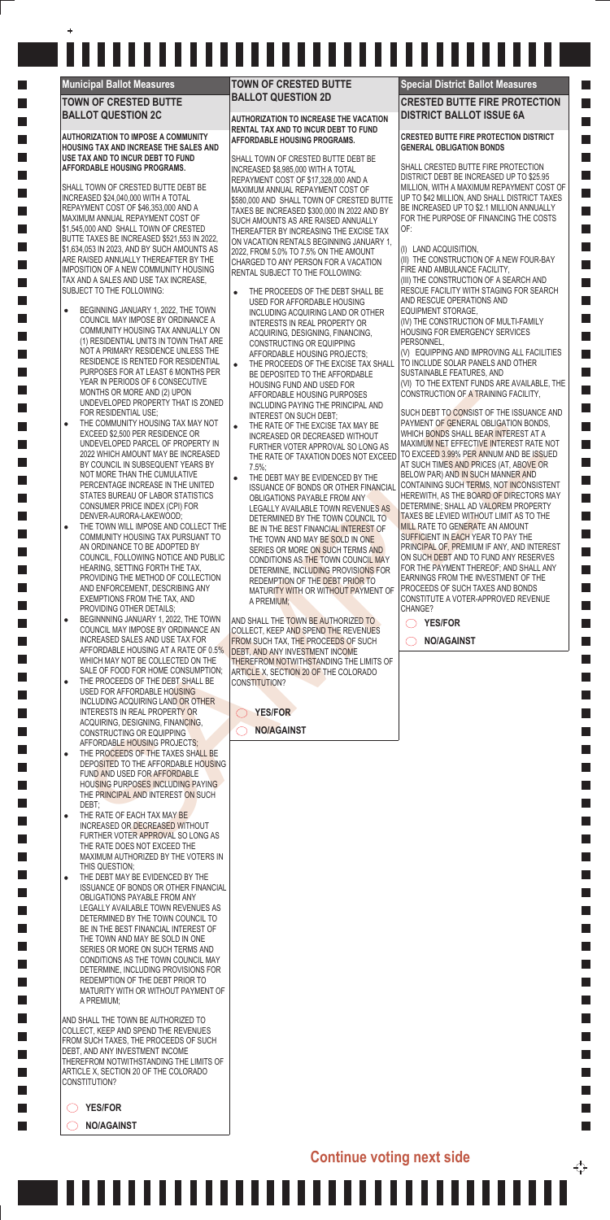## Municipal Ballot Measures

### TOWN OF CRESTED BUTTE BALLOT QUESTION 2C

**AUTHORIZATION TO IMPOSE A COMMUNITY HOUSING TAX AND INCREASE THE SALES AND USE TAX AND TO INCUR DEBT TO FUND AFFORDABLE HOUSING PROGRAMS.**

SHALL TOWN OF CRESTED BUTTE DEBT BE INCREASED $24,040,000 WITH A TOTAL REPAYMENT COST OF $46,353,000 AND A MAXIMUM ANNUAL REPAYMENT COST OF $1,545,000 AND SHALL TOWN OF CRESTED BUTTE TAXES BE INCREASED $521,553 IN 2022, $1,634,053 IN 2023, AND BY SUCH AMOUNTS AS ARE RAISED ANNUALLY THEREAFTER BY THE IMPOSITION OF A NEW COMMUNITY HOUSING TAX AND A SALES AND USE TAX INCREASE, SUBJECT TO THE FOLLOWING:

- BEGINNING JANUARY 1, 2022, THE TOWN COUNCIL MAY IMPOSE BY ORDINANCE A COMMUNITY HOUSING TAX ANNUALLY ON (1) RESIDENTIAL UNITS IN TOWN THAT ARE NOT A PRIMARY RESIDENCE UNLESS THE RESIDENCE IS RENTED FOR RESIDENTIAL PURPOSES FOR AT LEAST 6 MONTHS PER YEAR IN PERIODS OF 6 CONSECUTIVE MONTHS OR MORE AND (2) UPON UNDEVELOPED PROPERTY THAT IS ZONED FOR RESIDENTIAL USE;
- THE COMMUNITY HOUSING TAX MAY NOT EXCEED $2,500 PER RESIDENCE OR UNDEVELOPED PARCEL OF PROPERTY IN 2022 WHICH AMOUNT MAY BE INCREASED BY COUNCIL IN SUBSEQUENT YEARS BY NOT MORE THAN THE CUMULATIVE PERCENTAGE INCREASE IN THE UNITED STATES BUREAU OF LABOR STATISTICS CONSUMER PRICE INDEX (CPI) FOR DENVER-AURORA-LAKEWOOD;
- THE TOWN WILL IMPOSE AND COLLECT THE COMMUNITY HOUSING TAX PURSUANT TO AN ORDINANCE TO BE ADOPTED BY COUNCIL, FOLLOWING NOTICE AND PUBLIC HEARING, SETTING FORTH THE TAX, PROVIDING THE METHOD OF COLLECTION AND ENFORCEMENT, DESCRIBING ANY EXEMPTIONS FROM THE TAX, AND PROVIDING OTHER DETAILS;
- BEGINNNING JANUARY 1, 2022, THE TOWN COUNCIL MAY IMPOSE BY ORDINANCE AN INCREASED SALES AND USE TAX FOR AFFORDABLE HOUSING AT A RATE OF 0.5% WHICH MAY NOT BE COLLECTED ON THE SALE OF FOOD FOR HOME CONSUMPTION;
- THE PROCEEDS OF THE DEBT SHALL BE USED FOR AFFORDABLE HOUSING INCLUDING ACQUIRING LAND OR OTHER INTERESTS IN REAL PROPERTY OR ACQUIRING, DESIGNING, FINANCING, CONSTRUCTING OR EQUIPPING AFFORDABLE HOUSING PROJECTS;
- THE PROCEEDS OF THE TAXES SHALL BE DEPOSITED TO THE AFFORDABLE HOUSING FUND AND USED FOR AFFORDABLE HOUSING PURPOSES INCLUDING PAYING THE PRINCIPAL AND INTEREST ON SUCH DEBT;
- THE RATE OF EACH TAX MAY BE INCREASED OR DECREASED WITHOUT FURTHER VOTER APPROVAL SO LONG AS THE RATE DOES NOT EXCEED THE MAXIMUM AUTHORIZED BY THE VOTERS IN THIS QUESTION;
- THE DEBT MAY BE EVIDENCED BY THE ISSUANCE OF BONDS OR OTHER FINANCIAL OBLIGATIONS PAYABLE FROM ANY LEGALLY AVAILABLE TOWN REVENUES AS DETERMINED BY THE TOWN COUNCIL TO BE IN THE BEST FINANCIAL INTEREST OF THE TOWN AND MAY BE SOLD IN ONE SERIES OR MORE ON SUCH TERMS AND CONDITIONS AS THE TOWN COUNCIL MAY DETERMINE, INCLUDING PROVISIONS FOR REDEMPTION OF THE DEBT PRIOR TO MATURITY WITH OR WITHOUT PAYMENT OF A PREMIUM;

AND SHALL THE TOWN BE AUTHORIZED TO COLLECT, KEEP AND SPEND THE REVENUES FROM SUCH TAXES, THE PROCEEDS OF SUCH DEBT, AND ANY INVESTMENT INCOME THEREFROM NOTWITHSTANDING THE LIMITS OF ARTICLE X, SECTION 20 OF THE COLORADO CONSTITUTION?

- ◯ YES/FOR
- ◯ NO/AGAINST

### TOWN OF CRESTED BUTTE BALLOT QUESTION 2D

**AUTHORIZATION TO INCREASE THE VACATION RENTAL TAX AND TO INCUR DEBT TO FUND AFFORDABLE HOUSING PROGRAMS.**

SHALL TOWN OF CRESTED BUTTE DEBT BE INCREASED $8,985,000 WITH A TOTAL REPAYMENT COST OF $17,328,000 AND A MAXIMUM ANNUAL REPAYMENT COST OF $580,000 AND SHALL TOWN OF CRESTED BUTTE TAXES BE INCREASED $300,000 IN 2022 AND BY SUCH AMOUNTS AS ARE RAISED ANNUALLY THEREAFTER BY INCREASING THE EXCISE TAX ON VACATION RENTALS BEGINNING JANUARY 1, 2022, FROM 5.0% TO 7.5% ON THE AMOUNT CHARGED TO ANY PERSON FOR A VACATION RENTAL SUBJECT TO THE FOLLOWING:

- THE PROCEEDS OF THE DEBT SHALL BE USED FOR AFFORDABLE HOUSING INCLUDING ACQUIRING LAND OR OTHER INTERESTS IN REAL PROPERTY OR ACQUIRING, DESIGNING, FINANCING, CONSTRUCTING OR EQUIPPING AFFORDABLE HOUSING PROJECTS;
- THE PROCEEDS OF THE EXCISE TAX SHALL BE DEPOSITED TO THE AFFORDABLE HOUSING FUND AND USED FOR AFFORDABLE HOUSING PURPOSES INCLUDING PAYING THE PRINCIPAL AND INTEREST ON SUCH DEBT;
- THE RATE OF THE EXCISE TAX MAY BE INCREASED OR DECREASED WITHOUT FURTHER VOTER APPROVAL SO LONG AS THE RATE OF TAXATION DOES NOT EXCEED 7.5%;
- THE DEBT MAY BE EVIDENCED BY THE ISSUANCE OF BONDS OR OTHER FINANCIAL OBLIGATIONS PAYABLE FROM ANY LEGALLY AVAILABLE TOWN REVENUES AS DETERMINED BY THE TOWN COUNCIL TO BE IN THE BEST FINANCIAL INTEREST OF THE TOWN AND MAY BE SOLD IN ONE SERIES OR MORE ON SUCH TERMS AND CONDITIONS AS THE TOWN COUNCIL MAY DETERMINE, INCLUDING PROVISIONS FOR REDEMPTION OF THE DEBT PRIOR TO MATURITY WITH OR WITHOUT PAYMENT OF A PREMIUM;

AND SHALL THE TOWN BE AUTHORIZED TO COLLECT, KEEP AND SPEND THE REVENUES FROM SUCH TAX, THE PROCEEDS OF SUCH DEBT, AND ANY INVESTMENT INCOME THEREFROM NOTWITHSTANDING THE LIMITS OF ARTICLE X, SECTION 20 OF THE COLORADO CONSTITUTION?

- ◯ YES/FOR
- ◯ NO/AGAINST

## Special District Ballot Measures

### CRESTED BUTTE FIRE PROTECTION DISTRICT BALLOT ISSUE 6A

**CRESTED BUTTE FIRE PROTECTION DISTRICT GENERAL OBLIGATION BONDS**

SHALL CRESTED BUTTE FIRE PROTECTION DISTRICT DEBT BE INCREASED UP TO $25.95 MILLION, WITH A MAXIMUM REPAYMENT COST OF UP TO $42 MILLION, AND SHALL DISTRICT TAXES BE INCREASED UP TO $2.1 MILLION ANNUALLY FOR THE PURPOSE OF FINANCING THE COSTS OF:

(I) LAND ACQUISITION,
(II) THE CONSTRUCTION OF A NEW FOUR-BAY FIRE AND AMBULANCE FACILITY,
(III) THE CONSTRUCTION OF A SEARCH AND RESCUE FACILITY WITH STAGING FOR SEARCH AND RESCUE OPERATIONS AND EQUIPMENT STORAGE,
(IV) THE CONSTRUCTION OF MULTI-FAMILY HOUSING FOR EMERGENCY SERVICES PERSONNEL,
(V) EQUIPPING AND IMPROVING ALL FACILITIES TO INCLUDE SOLAR PANELS AND OTHER SUSTAINABLE FEATURES, AND
(VI) TO THE EXTENT FUNDS ARE AVAILABLE, THE CONSTRUCTION OF A TRAINING FACILITY,

SUCH DEBT TO CONSIST OF THE ISSUANCE AND PAYMENT OF GENERAL OBLIGATION BONDS, WHICH BONDS SHALL BEAR INTEREST AT A MAXIMUM NET EFFECTIVE INTEREST RATE NOT TO EXCEED 3.99% PER ANNUM AND BE ISSUED AT SUCH TIMES AND PRICES (AT, ABOVE OR BELOW PAR) AND IN SUCH MANNER AND CONTAINING SUCH TERMS, NOT INCONSISTENT HEREWITH, AS THE BOARD OF DIRECTORS MAY DETERMINE; SHALL AD VALOREM PROPERTY TAXES BE LEVIED WITHOUT LIMIT AS TO THE MILL RATE TO GENERATE AN AMOUNT SUFFICIENT IN EACH YEAR TO PAY THE PRINCIPAL OF, PREMIUM IF ANY, AND INTEREST ON SUCH DEBT AND TO FUND ANY RESERVES FOR THE PAYMENT THEREOF; AND SHALL ANY EARNINGS FROM THE INVESTMENT OF THE PROCEEDS OF SUCH TAXES AND BONDS CONSTITUTE A VOTER-APPROVED REVENUE CHANGE?

- ◯ YES/FOR
- ◯ NO/AGAINST

**Continue voting next side**